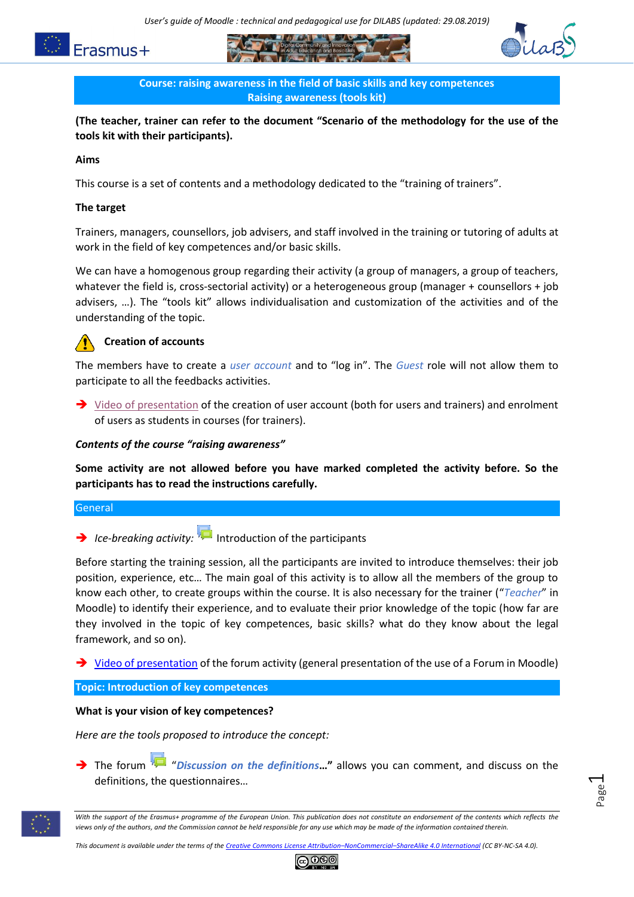## Course: raising awareness in the field of basic skills and key competences
## Raising awareness (tools kit)

**(The teacher, trainer can refer to the document "Scenario of the methodology for the use of the tools kit with their participants).**

**Aims**

This course is a set of contents and a methodology dedicated to the "training of trainers".

**The target**

Trainers, managers, counsellors, job advisers, and staff involved in the training or tutoring of adults at work in the field of key competences and/or basic skills.

We can have a homogenous group regarding their activity (a group of managers, a group of teachers, whatever the field is, cross-sectorial activity) or a heterogeneous group (manager + counsellors + job advisers, …). The "tools kit" allows individualisation and customization of the activities and of the understanding of the topic.

**Creation of accounts**

The members have to create a *user account* and to "log in". The *Guest* role will not allow them to participate to all the feedbacks activities.

- Video of presentation of the creation of user account (both for users and trainers) and enrolment of users as students in courses (for trainers).

***Contents of the course "raising awareness"***

**Some activity are not allowed before you have marked completed the activity before. So the participants has to read the instructions carefully.**

### General

- *Ice-breaking activity:* Introduction of the participants

Before starting the training session, all the participants are invited to introduce themselves: their job position, experience, etc… The main goal of this activity is to allow all the members of the group to know each other, to create groups within the course. It is also necessary for the trainer ("*Teacher*" in Moodle) to identify their experience, and to evaluate their prior knowledge of the topic (how far are they involved in the topic of key competences, basic skills? what do they know about the legal framework, and so on).

- Video of presentation of the forum activity (general presentation of the use of a Forum in Moodle)

### Topic: Introduction of key competences

**What is your vision of key competences?**

*Here are the tools proposed to introduce the concept:*

- The forum "***Discussion on the definitions*…**" allows you can comment, and discuss on the definitions, the questionnaires…

*With the support of the Erasmus+ programme of the European Union. This publication does not constitute an endorsement of the contents which reflects the views only of the authors, and the Commission cannot be held responsible for any use which may be made of the information contained therein.*

*This document is available under the terms of the Creative Commons License Attribution–NonCommercial–ShareAlike 4.0 International (CC BY-NC-SA 4.0).*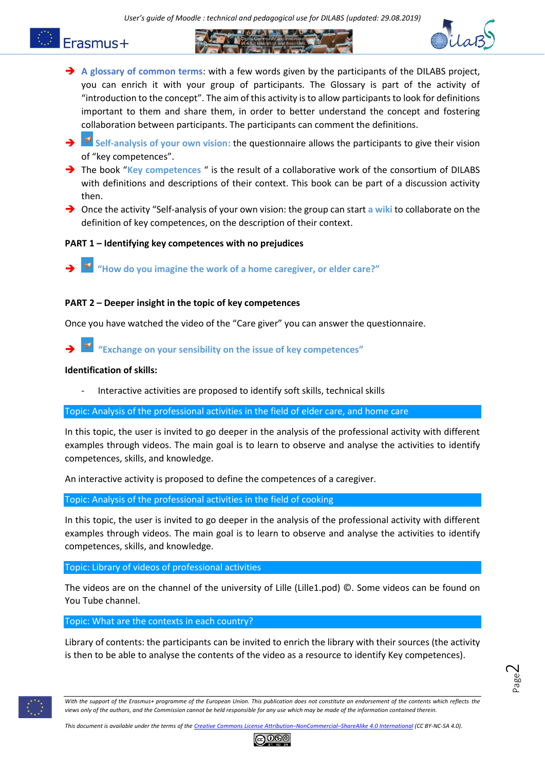- **A glossary of common terms**: with a few words given by the participants of the DILABS project, you can enrich it with your group of participants. The Glossary is part of the activity of "introduction to the concept". The aim of this activity is to allow participants to look for definitions important to them and share them, in order to better understand the concept and fostering collaboration between participants. The participants can comment the definitions.
- **Self-analysis of your own vision:** the questionnaire allows the participants to give their vision of "key competences".
- The book "**Key competences** " is the result of a collaborative work of the consortium of DILABS with definitions and descriptions of their context. This book can be part of a discussion activity then.
- Once the activity "Self-analysis of your own vision: the group can start **a wiki** to collaborate on the definition of key competences, on the description of their context.

**PART 1 – Identifying key competences with no prejudices**

- **"How do you imagine the work of a home caregiver, or elder care?"**

**PART 2 – Deeper insight in the topic of key competences**

Once you have watched the video of the "Care giver" you can answer the questionnaire.

- **"Exchange on your sensibility on the issue of key competences"**

**Identification of skills:**

- Interactive activities are proposed to identify soft skills, technical skills

### Topic: Analysis of the professional activities in the field of elder care, and home care

In this topic, the user is invited to go deeper in the analysis of the professional activity with different examples through videos. The main goal is to learn to observe and analyse the activities to identify competences, skills, and knowledge.

An interactive activity is proposed to define the competences of a caregiver.

### Topic: Analysis of the professional activities in the field of cooking

In this topic, the user is invited to go deeper in the analysis of the professional activity with different examples through videos. The main goal is to learn to observe and analyse the activities to identify competences, skills, and knowledge.

### Topic: Library of videos of professional activities

The videos are on the channel of the university of Lille (Lille1.pod) ©. Some videos can be found on You Tube channel.

### Topic: What are the contexts in each country?

Library of contents: the participants can be invited to enrich the library with their sources (the activity is then to be able to analyse the contents of the video as a resource to identify Key competences).